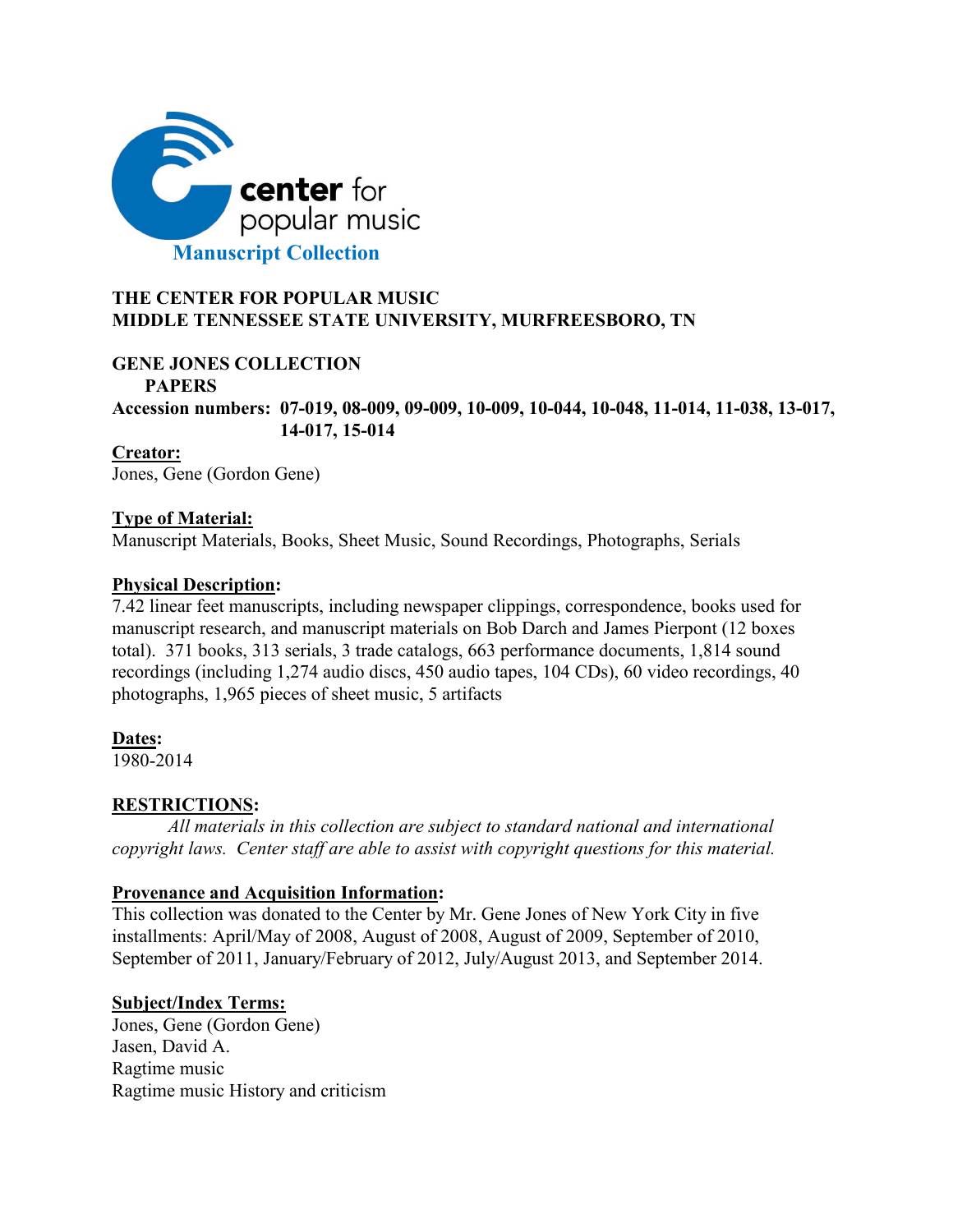center for popular music

**Manuscript Collection**

**THE CENTER FOR POPULAR MUSIC**
**MIDDLE TENNESSEE STATE UNIVERSITY, MURFREESBORO, TN**

**GENE JONES COLLECTION**
**PAPERS**
**Accession numbers: 07-019, 08-009, 09-009, 10-009, 10-044, 10-048, 11-014, 11-038, 13-017, 14-017, 15-014**

**Creator:**
Jones, Gene (Gordon Gene)

**Type of Material:**
Manuscript Materials, Books, Sheet Music, Sound Recordings, Photographs, Serials

**Physical Description:**
7.42 linear feet manuscripts, including newspaper clippings, correspondence, books used for manuscript research, and manuscript materials on Bob Darch and James Pierpont (12 boxes total). 371 books, 313 serials, 3 trade catalogs, 663 performance documents, 1,814 sound recordings (including 1,274 audio discs, 450 audio tapes, 104 CDs), 60 video recordings, 40 photographs, 1,965 pieces of sheet music, 5 artifacts

**Dates:**
1980-2014

**RESTRICTIONS:**
*All materials in this collection are subject to standard national and international copyright laws. Center staff are able to assist with copyright questions for this material.*

**Provenance and Acquisition Information:**
This collection was donated to the Center by Mr. Gene Jones of New York City in five installments: April/May of 2008, August of 2008, August of 2009, September of 2010, September of 2011, January/February of 2012, July/August 2013, and September 2014.

**Subject/Index Terms:**
Jones, Gene (Gordon Gene)
Jasen, David A.
Ragtime music
Ragtime music History and criticism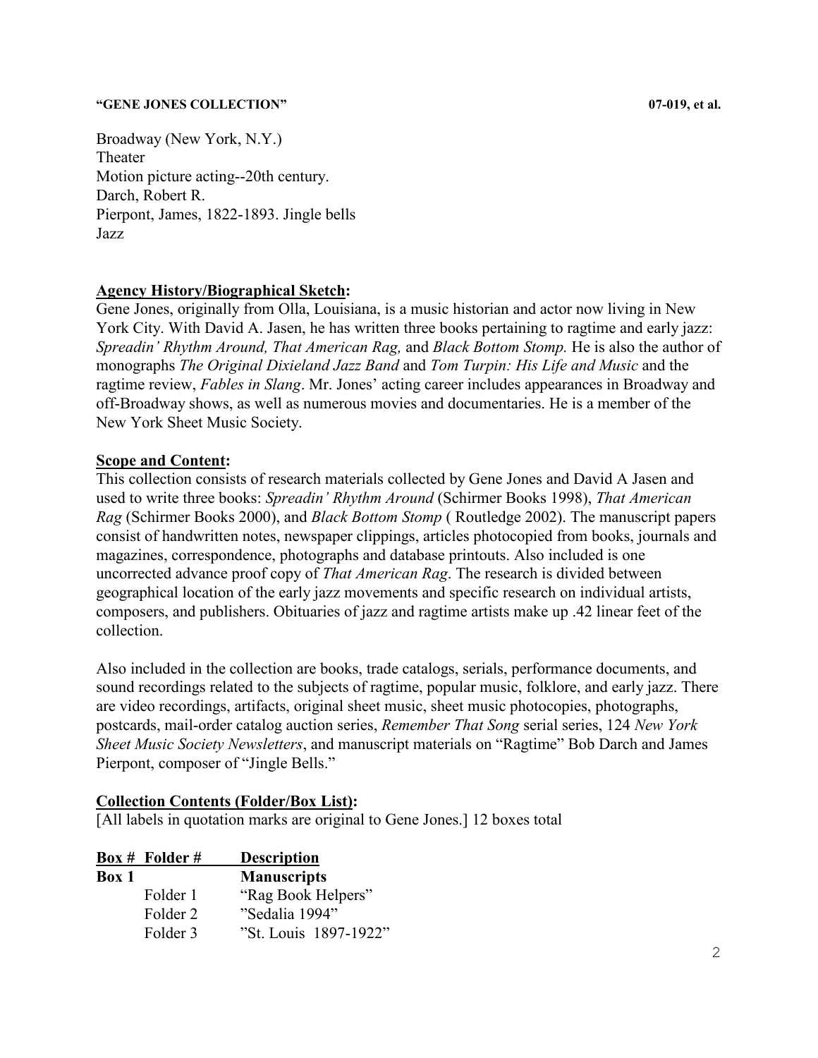Broadway (New York, N.Y.)
Theater
Motion picture acting--20th century.
Darch, Robert R.
Pierpont, James, 1822-1893. Jingle bells
Jazz

**Agency History/Biographical Sketch:**
Gene Jones, originally from Olla, Louisiana, is a music historian and actor now living in New York City. With David A. Jasen, he has written three books pertaining to ragtime and early jazz: *Spreadin' Rhythm Around, That American Rag,* and *Black Bottom Stomp.* He is also the author of monographs *The Original Dixieland Jazz Band* and *Tom Turpin: His Life and Music* and the ragtime review, *Fables in Slang*. Mr. Jones' acting career includes appearances in Broadway and off-Broadway shows, as well as numerous movies and documentaries. He is a member of the New York Sheet Music Society.

**Scope and Content:**
This collection consists of research materials collected by Gene Jones and David A Jasen and used to write three books: *Spreadin' Rhythm Around* (Schirmer Books 1998), *That American Rag* (Schirmer Books 2000), and *Black Bottom Stomp* ( Routledge 2002). The manuscript papers consist of handwritten notes, newspaper clippings, articles photocopied from books, journals and magazines, correspondence, photographs and database printouts. Also included is one uncorrected advance proof copy of *That American Rag*. The research is divided between geographical location of the early jazz movements and specific research on individual artists, composers, and publishers. Obituaries of jazz and ragtime artists make up .42 linear feet of the collection.

Also included in the collection are books, trade catalogs, serials, performance documents, and sound recordings related to the subjects of ragtime, popular music, folklore, and early jazz. There are video recordings, artifacts, original sheet music, sheet music photocopies, photographs, postcards, mail-order catalog auction series, *Remember That Song* serial series, 124 *New York Sheet Music Society Newsletters*, and manuscript materials on "Ragtime" Bob Darch and James Pierpont, composer of "Jingle Bells."

**Collection Contents (Folder/Box List):**
[All labels in quotation marks are original to Gene Jones.] 12 boxes total

| Box # | Folder # | Description |
|---|---|---|
| **Box 1** | | **Manuscripts** |
| | Folder 1 | "Rag Book Helpers" |
| | Folder 2 | "Sedalia 1994" |
| | Folder 3 | "St. Louis 1897-1922" |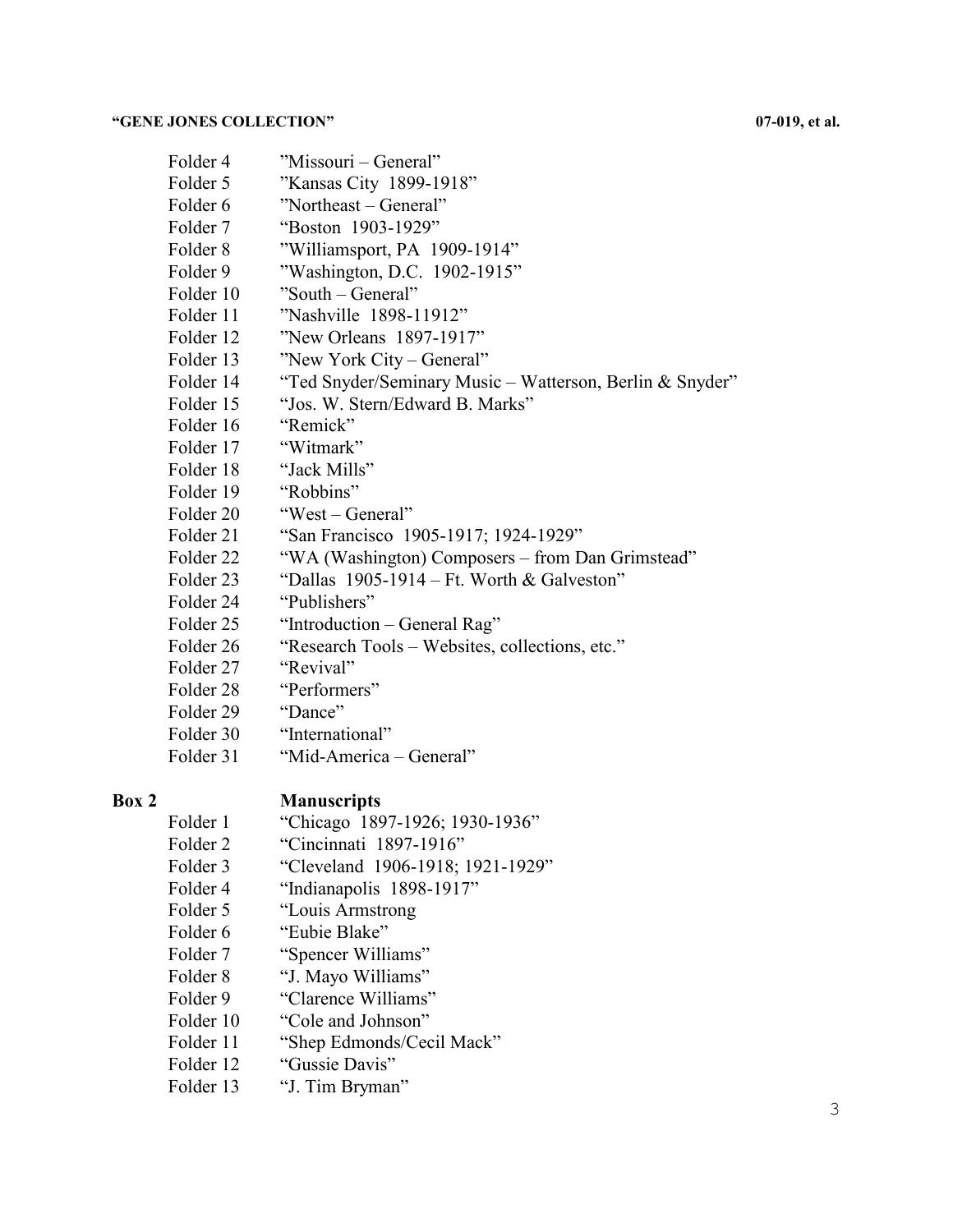Folder 4 ”Missouri – General”
Folder 5 ”Kansas City 1899-1918”
Folder 6 ”Northeast – General”
Folder 7 “Boston 1903-1929”
Folder 8 ”Williamsport, PA 1909-1914”
Folder 9 ”Washington, D.C. 1902-1915”
Folder 10 ”South – General”
Folder 11 ”Nashville 1898-11912”
Folder 12 ”New Orleans 1897-1917”
Folder 13 ”New York City – General”
Folder 14 “Ted Snyder/Seminary Music – Watterson, Berlin & Snyder”
Folder 15 “Jos. W. Stern/Edward B. Marks”
Folder 16 “Remick”
Folder 17 “Witmark”
Folder 18 “Jack Mills”
Folder 19 “Robbins”
Folder 20 “West – General”
Folder 21 “San Francisco 1905-1917; 1924-1929”
Folder 22 “WA (Washington) Composers – from Dan Grimstead”
Folder 23 “Dallas 1905-1914 – Ft. Worth & Galveston”
Folder 24 “Publishers”
Folder 25 “Introduction – General Rag”
Folder 26 “Research Tools – Websites, collections, etc.”
Folder 27 “Revival”
Folder 28 “Performers”
Folder 29 “Dance”
Folder 30 “International”
Folder 31 “Mid-America – General”

**Box 2** **Manuscripts**

Folder 1 “Chicago 1897-1926; 1930-1936”
Folder 2 “Cincinnati 1897-1916”
Folder 3 “Cleveland 1906-1918; 1921-1929”
Folder 4 “Indianapolis 1898-1917”
Folder 5 “Louis Armstrong
Folder 6 “Eubie Blake”
Folder 7 “Spencer Williams”
Folder 8 “J. Mayo Williams”
Folder 9 “Clarence Williams”
Folder 10 “Cole and Johnson”
Folder 11 “Shep Edmonds/Cecil Mack”
Folder 12 “Gussie Davis”
Folder 13 “J. Tim Bryman”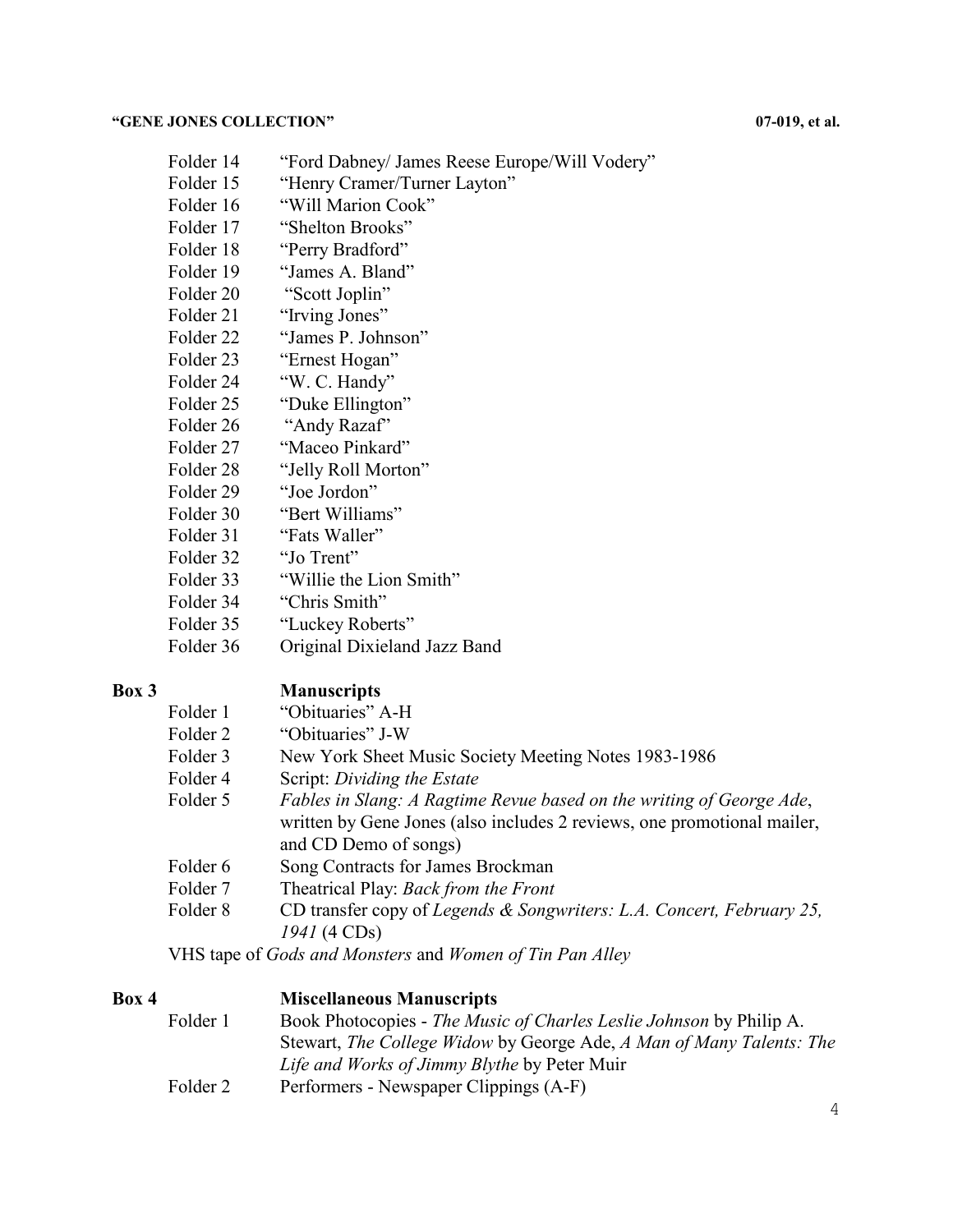Folder 14 "Ford Dabney/ James Reese Europe/Will Vodery"
Folder 15 "Henry Cramer/Turner Layton"
Folder 16 "Will Marion Cook"
Folder 17 "Shelton Brooks"
Folder 18 "Perry Bradford"
Folder 19 "James A. Bland"
Folder 20 "Scott Joplin"
Folder 21 "Irving Jones"
Folder 22 "James P. Johnson"
Folder 23 "Ernest Hogan"
Folder 24 "W. C. Handy"
Folder 25 "Duke Ellington"
Folder 26 "Andy Razaf"
Folder 27 "Maceo Pinkard"
Folder 28 "Jelly Roll Morton"
Folder 29 "Joe Jordon"
Folder 30 "Bert Williams"
Folder 31 "Fats Waller"
Folder 32 "Jo Trent"
Folder 33 "Willie the Lion Smith"
Folder 34 "Chris Smith"
Folder 35 "Luckey Roberts"
Folder 36 Original Dixieland Jazz Band

**Box 3** **Manuscripts**

Folder 1 "Obituaries" A-H
Folder 2 "Obituaries" J-W
Folder 3 New York Sheet Music Society Meeting Notes 1983-1986
Folder 4 Script: *Dividing the Estate*
Folder 5 *Fables in Slang: A Ragtime Revue based on the writing of George Ade*, written by Gene Jones (also includes 2 reviews, one promotional mailer, and CD Demo of songs)
Folder 6 Song Contracts for James Brockman
Folder 7 Theatrical Play: *Back from the Front*
Folder 8 CD transfer copy of *Legends & Songwriters: L.A. Concert, February 25, 1941* (4 CDs)

VHS tape of *Gods and Monsters* and *Women of Tin Pan Alley*

**Box 4** **Miscellaneous Manuscripts**

Folder 1 Book Photocopies - *The Music of Charles Leslie Johnson* by Philip A. Stewart, *The College Widow* by George Ade, *A Man of Many Talents: The Life and Works of Jimmy Blythe* by Peter Muir
Folder 2 Performers - Newspaper Clippings (A-F)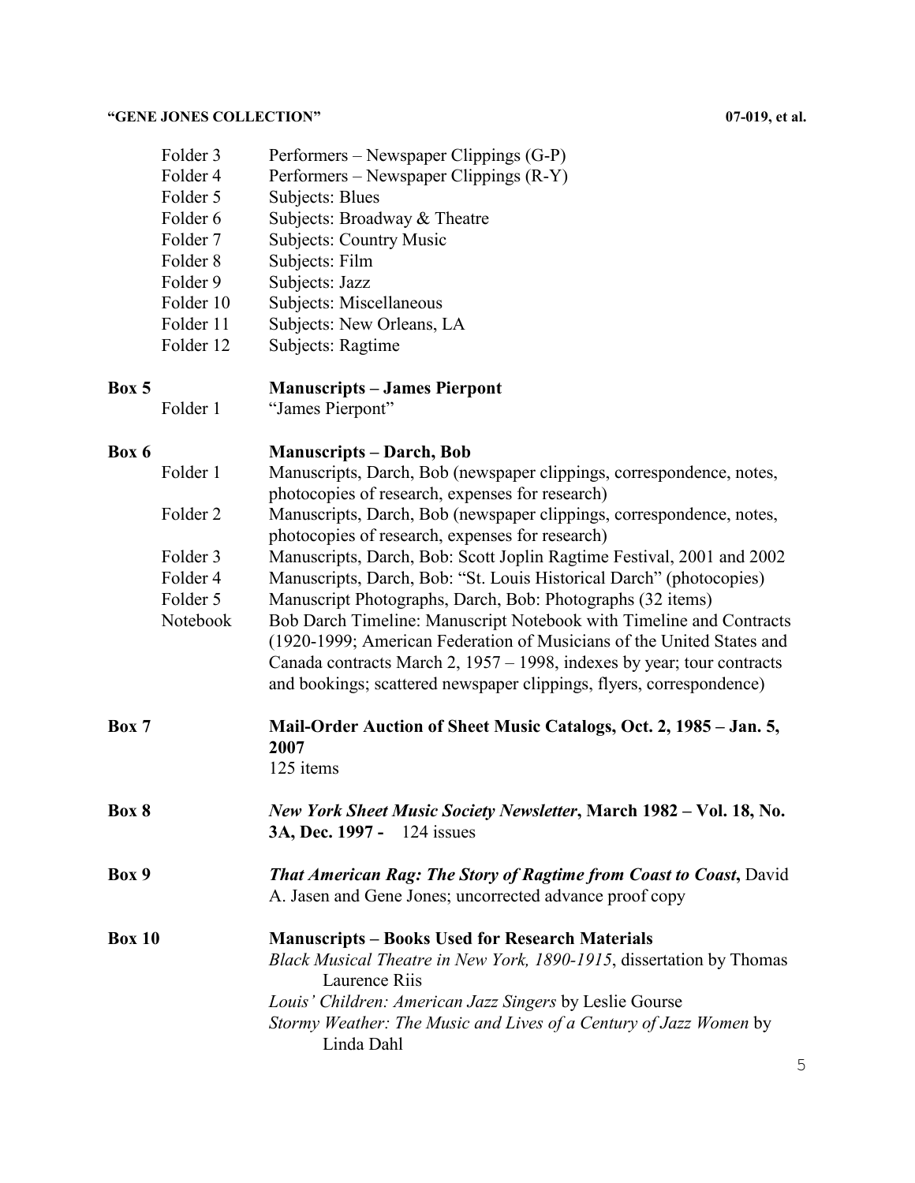| | |
|---|---|
| Folder 3 | Performers – Newspaper Clippings (G-P) |
| Folder 4 | Performers – Newspaper Clippings (R-Y) |
| Folder 5 | Subjects: Blues |
| Folder 6 | Subjects: Broadway & Theatre |
| Folder 7 | Subjects: Country Music |
| Folder 8 | Subjects: Film |
| Folder 9 | Subjects: Jazz |
| Folder 10 | Subjects: Miscellaneous |
| Folder 11 | Subjects: New Orleans, LA |
| Folder 12 | Subjects: Ragtime |

**Box 5** **Manuscripts – James Pierpont**

| | |
|---|---|
| Folder 1 | "James Pierpont" |

**Box 6** **Manuscripts – Darch, Bob**

| | |
|---|---|
| Folder 1 | Manuscripts, Darch, Bob (newspaper clippings, correspondence, notes, photocopies of research, expenses for research) |
| Folder 2 | Manuscripts, Darch, Bob (newspaper clippings, correspondence, notes, photocopies of research, expenses for research) |
| Folder 3 | Manuscripts, Darch, Bob: Scott Joplin Ragtime Festival, 2001 and 2002 |
| Folder 4 | Manuscripts, Darch, Bob: "St. Louis Historical Darch" (photocopies) |
| Folder 5 | Manuscript Photographs, Darch, Bob: Photographs (32 items) |
| Notebook | Bob Darch Timeline: Manuscript Notebook with Timeline and Contracts (1920-1999; American Federation of Musicians of the United States and Canada contracts March 2, 1957 – 1998, indexes by year; tour contracts and bookings; scattered newspaper clippings, flyers, correspondence) |

**Box 7** **Mail-Order Auction of Sheet Music Catalogs, Oct. 2, 1985 – Jan. 5, 2007**
125 items

**Box 8** ***New York Sheet Music Society Newsletter*, March 1982 – Vol. 18, No. 3A, Dec. 1997 -** 124 issues

**Box 9** ***That American Rag: The Story of Ragtime from Coast to Coast*, David** A. Jasen and Gene Jones; uncorrected advance proof copy

**Box 10** **Manuscripts – Books Used for Research Materials**

*Black Musical Theatre in New York, 1890-1915*, dissertation by Thomas Laurence Riis

*Louis' Children: American Jazz Singers* by Leslie Gourse

*Stormy Weather: The Music and Lives of a Century of Jazz Women* by Linda Dahl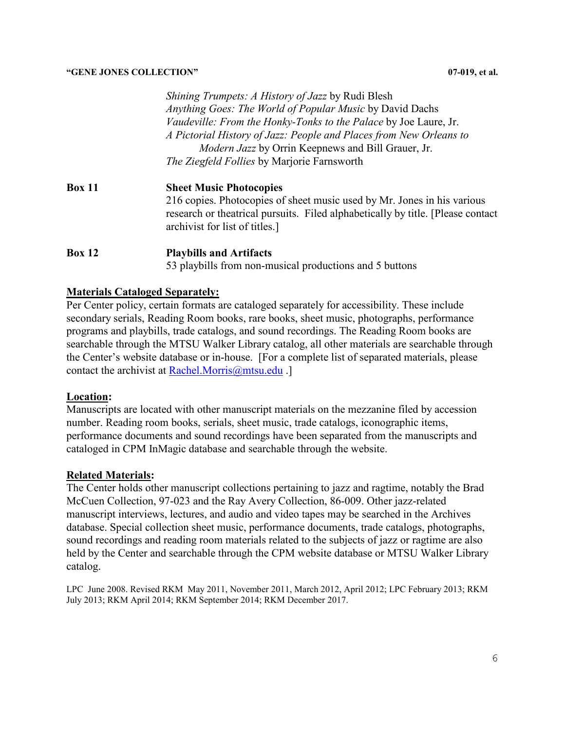*Shining Trumpets: A History of Jazz* by Rudi Blesh
*Anything Goes: The World of Popular Music* by David Dachs
*Vaudeville: From the Honky-Tonks to the Palace* by Joe Laure, Jr.
*A Pictorial History of Jazz: People and Places from New Orleans to Modern Jazz* by Orrin Keepnews and Bill Grauer, Jr.
*The Ziegfeld Follies* by Marjorie Farnsworth

**Box 11** **Sheet Music Photocopies**
216 copies. Photocopies of sheet music used by Mr. Jones in his various research or theatrical pursuits. Filed alphabetically by title. [Please contact archivist for list of titles.]

**Box 12** **Playbills and Artifacts**
53 playbills from non-musical productions and 5 buttons

**Materials Cataloged Separately:**

Per Center policy, certain formats are cataloged separately for accessibility. These include secondary serials, Reading Room books, rare books, sheet music, photographs, performance programs and playbills, trade catalogs, and sound recordings. The Reading Room books are searchable through the MTSU Walker Library catalog, all other materials are searchable through the Center's website database or in-house. [For a complete list of separated materials, please contact the archivist at Rachel.Morris@mtsu.edu .]

**Location:**

Manuscripts are located with other manuscript materials on the mezzanine filed by accession number. Reading room books, serials, sheet music, trade catalogs, iconographic items, performance documents and sound recordings have been separated from the manuscripts and cataloged in CPM InMagic database and searchable through the website.

**Related Materials:**

The Center holds other manuscript collections pertaining to jazz and ragtime, notably the Brad McCuen Collection, 97-023 and the Ray Avery Collection, 86-009. Other jazz-related manuscript interviews, lectures, and audio and video tapes may be searched in the Archives database. Special collection sheet music, performance documents, trade catalogs, photographs, sound recordings and reading room materials related to the subjects of jazz or ragtime are also held by the Center and searchable through the CPM website database or MTSU Walker Library catalog.

LPC June 2008. Revised RKM May 2011, November 2011, March 2012, April 2012; LPC February 2013; RKM July 2013; RKM April 2014; RKM September 2014; RKM December 2017.